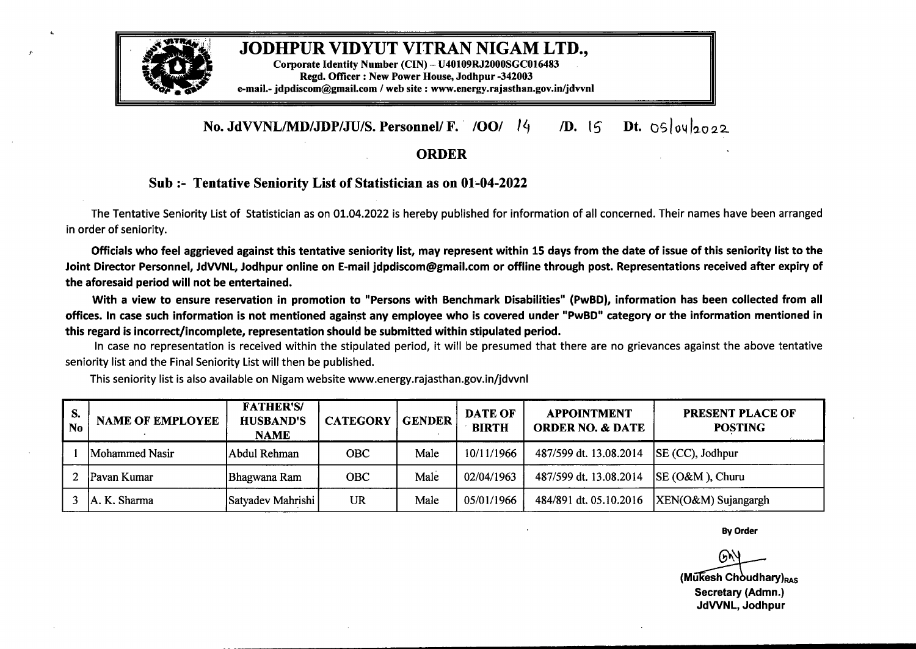# JODHPUR VIDYUT VITRAN NIGAM LTD.,

**Corporate Identity Number (CIN) – U40109RJ2000SGC016483**
**Regd. Officer : New Power House, Jodhpur -342003**
**e-mail.- jdpdiscom@gmail.com / web site : www.energy.rajasthan.gov.in/jdvvnl**

**No. JdVVNL/MD/JDP/JU/S. Personnel/ F. /OO/ 14 /D. 15 Dt. 05/04/2022**

## ORDER

### Sub :- Tentative Seniority List of Statistician as on 01-04-2022

The Tentative Seniority List of Statistician as on 01.04.2022 is hereby published for information of all concerned. Their names have been arranged in order of seniority.

**Officials who feel aggrieved against this tentative seniority list, may represent within 15 days from the date of issue of this seniority list to the Joint Director Personnel, JdVVNL, Jodhpur online on E-mail jdpdiscom@gmail.com or offline through post. Representations received after expiry of the aforesaid period will not be entertained.**

**With a view to ensure reservation in promotion to "Persons with Benchmark Disabilities" (PwBD), information has been collected from all offices. In case such information is not mentioned against any employee who is covered under "PwBD" category or the information mentioned in this regard is incorrect/incomplete, representation should be submitted within stipulated period.**

In case no representation is received within the stipulated period, it will be presumed that there are no grievances against the above tentative seniority list and the Final Seniority List will then be published.

This seniority list is also available on Nigam website www.energy.rajasthan.gov.in/jdvvnl

| S. No | NAME OF EMPLOYEE | FATHER'S/ HUSBAND'S NAME | CATEGORY | GENDER | DATE OF BIRTH | APPOINTMENT ORDER NO. & DATE | PRESENT PLACE OF POSTING |
|---|---|---|---|---|---|---|---|
| 1 | Mohammed Nasir | Abdul Rehman | OBC | Male | 10/11/1966 | 487/599 dt. 13.08.2014 | SE (CC), Jodhpur |
| 2 | Pavan Kumar | Bhagwana Ram | OBC | Male | 02/04/1963 | 487/599 dt. 13.08.2014 | SE (O&M ), Churu |
| 3 | A. K. Sharma | Satyadev Mahrishi | UR | Male | 05/01/1966 | 484/891 dt. 05.10.2016 | XEN(O&M) Sujangargh |

**By Order**

**(Mukesh Choudhary)RAS**
**Secretary (Admn.)**
**JdVVNL, Jodhpur**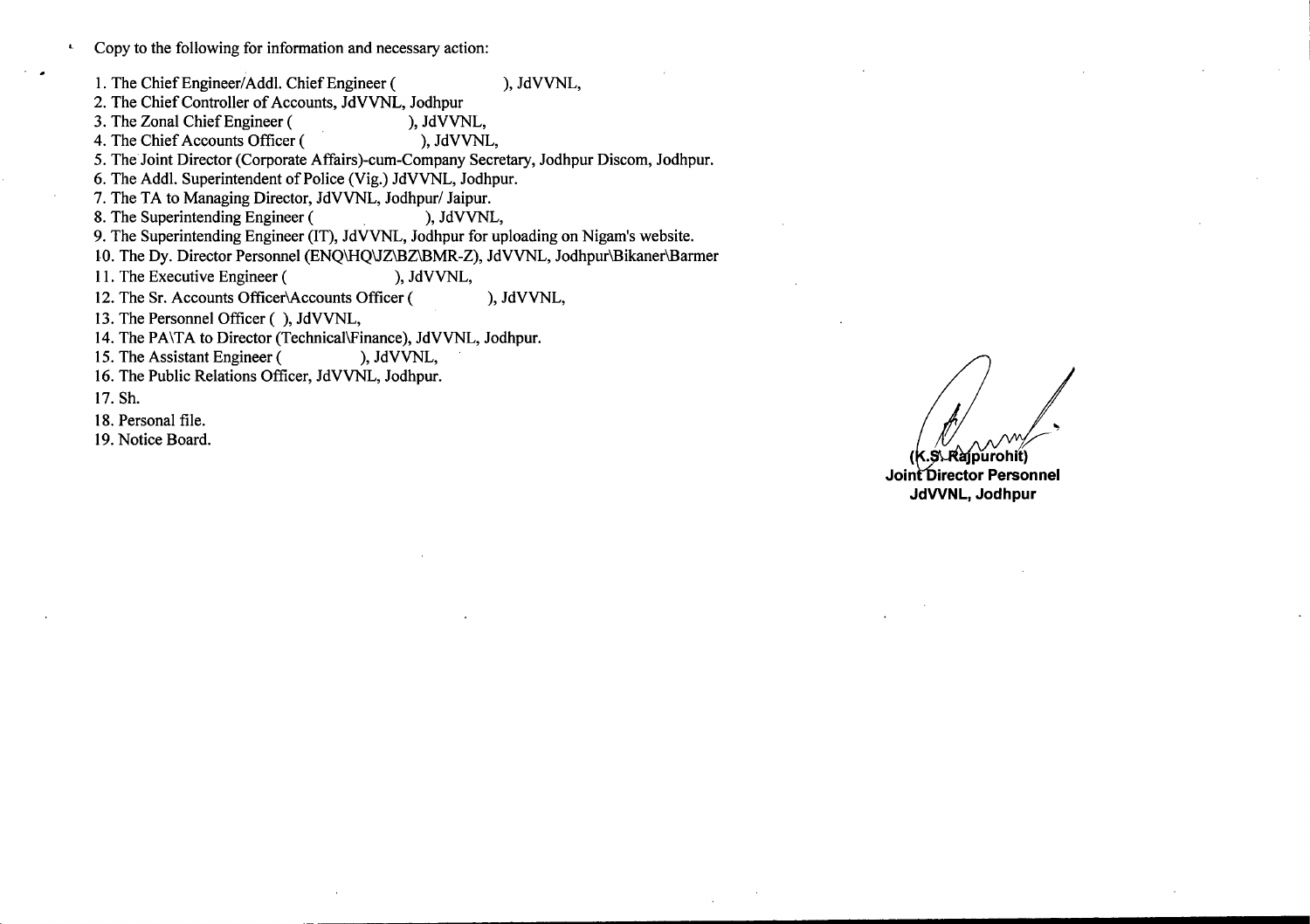Copy to the following for information and necessary action:

1. The Chief Engineer/Addl. Chief Engineer ( ), JdVVNL,
2. The Chief Controller of Accounts, JdVVNL, Jodhpur
3. The Zonal Chief Engineer ( ), JdVVNL,
4. The Chief Accounts Officer ( ), JdVVNL,
5. The Joint Director (Corporate Affairs)-cum-Company Secretary, Jodhpur Discom, Jodhpur.
6. The Addl. Superintendent of Police (Vig.) JdVVNL, Jodhpur.
7. The TA to Managing Director, JdVVNL, Jodhpur/ Jaipur.
8. The Superintending Engineer ( ), JdVVNL,
9. The Superintending Engineer (IT), JdVVNL, Jodhpur for uploading on Nigam's website.
10. The Dy. Director Personnel (ENQ\HQ\JZ\BZ\BMR-Z), JdVVNL, Jodhpur\Bikaner\Barmer
11. The Executive Engineer ( ), JdVVNL,
12. The Sr. Accounts Officer\Accounts Officer ( ), JdVVNL,
13. The Personnel Officer ( ), JdVVNL,
14. The PA\TA to Director (Technical\Finance), JdVVNL, Jodhpur.
15. The Assistant Engineer ( ), JdVVNL,
16. The Public Relations Officer, JdVVNL, Jodhpur.
17. Sh.
18. Personal file.
19. Notice Board.

**(K.S. Rajpurohit)**
**Joint Director Personnel**
**JdVVNL, Jodhpur**